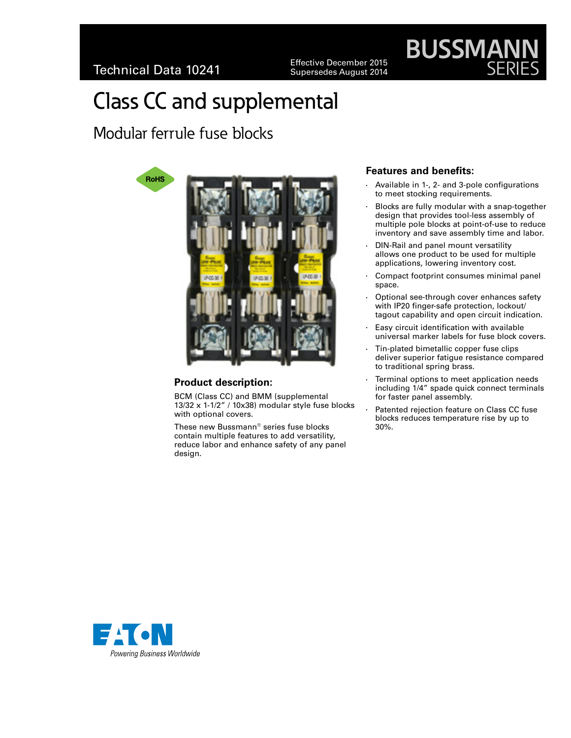Technical Data 10241

Effective December 2015
Supersedes August 2014

BUSSMANN SERIES

# Class CC and supplemental

## Modular ferrule fuse blocks

### Product description:

BCM (Class CC) and BMM (supplemental 13/32 x 1-1/2" / 10x38) modular style fuse blocks with optional covers.

These new Bussmann® series fuse blocks contain multiple features to add versatility, reduce labor and enhance safety of any panel design.

### Features and benefits:

- Available in 1-, 2- and 3-pole configurations to meet stocking requirements.
- Blocks are fully modular with a snap-together design that provides tool-less assembly of multiple pole blocks at point-of-use to reduce inventory and save assembly time and labor.
- DIN-Rail and panel mount versatility allows one product to be used for multiple applications, lowering inventory cost.
- Compact footprint consumes minimal panel space.
- Optional see-through cover enhances safety with IP20 finger-safe protection, lockout/tagout capability and open circuit indication.
- Easy circuit identification with available universal marker labels for fuse block covers.
- Tin-plated bimetallic copper fuse clips deliver superior fatigue resistance compared to traditional spring brass.
- Terminal options to meet application needs including 1/4" spade quick connect terminals for faster panel assembly.
- Patented rejection feature on Class CC fuse blocks reduces temperature rise by up to 30%.

EATON
*Powering Business Worldwide*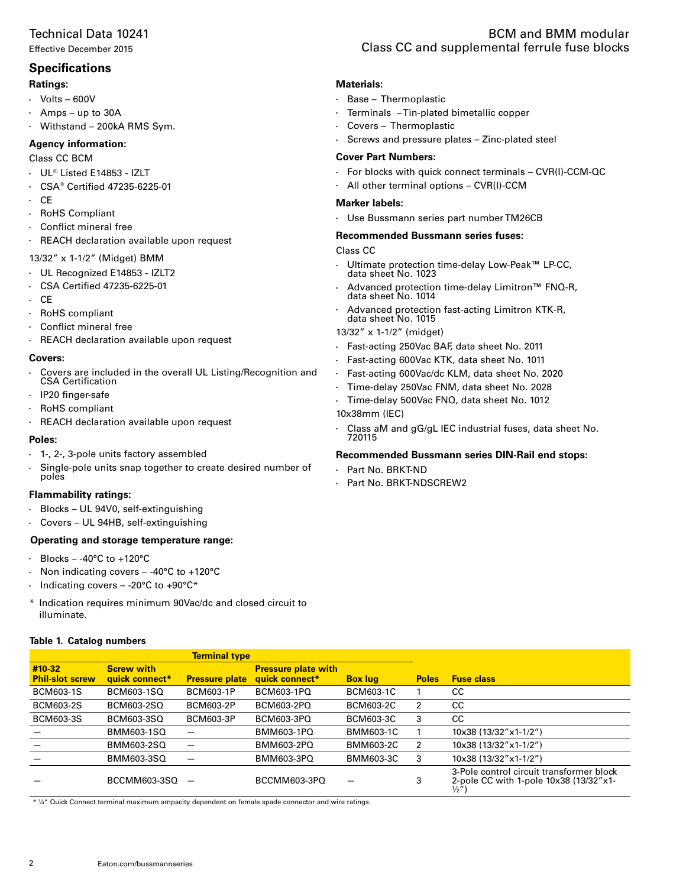## Specifications

### Ratings:

- Volts – 600V
- Amps – up to 30A
- Withstand – 200kA RMS Sym.

### Agency information:

Class CC BCM

- UL® Listed E14853 - IZLT
- CSA® Certified 47235-6225-01
- CE
- RoHS Compliant
- Conflict mineral free
- REACH declaration available upon request

13/32" x 1-1/2" (Midget) BMM

- UL Recognized E14853 - IZLT2
- CSA Certified 47235-6225-01
- CE
- RoHS compliant
- Conflict mineral free
- REACH declaration available upon request

### Covers:

- Covers are included in the overall UL Listing/Recognition and CSA Certification
- IP20 finger-safe
- RoHS compliant
- REACH declaration available upon request

### Poles:

- 1-, 2-, 3-pole units factory assembled
- Single-pole units snap together to create desired number of poles

### Flammability ratings:

- Blocks – UL 94V0, self-extinguishing
- Covers – UL 94HB, self-extinguishing

### Operating and storage temperature range:

- Blocks – -40°C to +120°C
- Non indicating covers – -40°C to +120°C
- Indicating covers – -20°C to +90°C*

\* Indication requires minimum 90Vac/dc and closed circuit to illuminate.

### Materials:

- Base – Thermoplastic
- Terminals – Tin-plated bimetallic copper
- Covers – Thermoplastic
- Screws and pressure plates – Zinc-plated steel

### Cover Part Numbers:

- For blocks with quick connect terminals – CVR(I)-CCM-QC
- All other terminal options – CVR(I)-CCM

### Marker labels:

- Use Bussmann series part number TM26CB

### Recommended Bussmann series fuses:

Class CC

- Ultimate protection time-delay Low-Peak™ LP-CC, data sheet No. 1023
- Advanced protection time-delay Limitron™ FNQ-R, data sheet No. 1014
- Advanced protection fast-acting Limitron KTK-R, data sheet No. 1015

13/32" x 1-1/2" (midget)

- Fast-acting 250Vac BAF, data sheet No. 2011
- Fast-acting 600Vac KTK, data sheet No. 1011
- Fast-acting 600Vac/dc KLM, data sheet No. 2020
- Time-delay 250Vac FNM, data sheet No. 2028
- Time-delay 500Vac FNQ, data sheet No. 1012

10x38mm (IEC)

- Class aM and gG/gL IEC industrial fuses, data sheet No. 720115

### Recommended Bussmann series DIN-Rail end stops:

- Part No. BRKT-ND
- Part No. BRKT-NDSCREW2

**Table 1. Catalog numbers**

| Terminal type | | | | | | |
|---|---|---|---|---|---|---|
| **#10-32 Phil-slot screw** | **Screw with quick connect*** | **Pressure plate** | **Pressure plate with quick connect*** | **Box lug** | **Poles** | **Fuse class** |
| BCM603-1S | BCM603-1SQ | BCM603-1P | BCM603-1PQ | BCM603-1C | 1 | CC |
| BCM603-2S | BCM603-2SQ | BCM603-2P | BCM603-2PQ | BCM603-2C | 2 | CC |
| BCM603-3S | BCM603-3SQ | BCM603-3P | BCM603-3PQ | BCM603-3C | 3 | CC |
| — | BMM603-1SQ | — | BMM603-1PQ | BMM603-1C | 1 | 10x38 (13/32"x1-1/2") |
| — | BMM603-2SQ | — | BMM603-2PQ | BMM603-2C | 2 | 10x38 (13/32"x1-1/2") |
| — | BMM603-3SQ | — | BMM603-3PQ | BMM603-3C | 3 | 10x38 (13/32"x1-1/2") |
| — | BCCMM603-3SQ | — | BCCMM603-3PQ | — | 3 | 3-Pole control circuit transformer block 2-pole CC with 1-pole 10x38 (13/32"x1-½") |

\* ¼" Quick Connect terminal maximum ampacity dependent on female spade connector and wire ratings.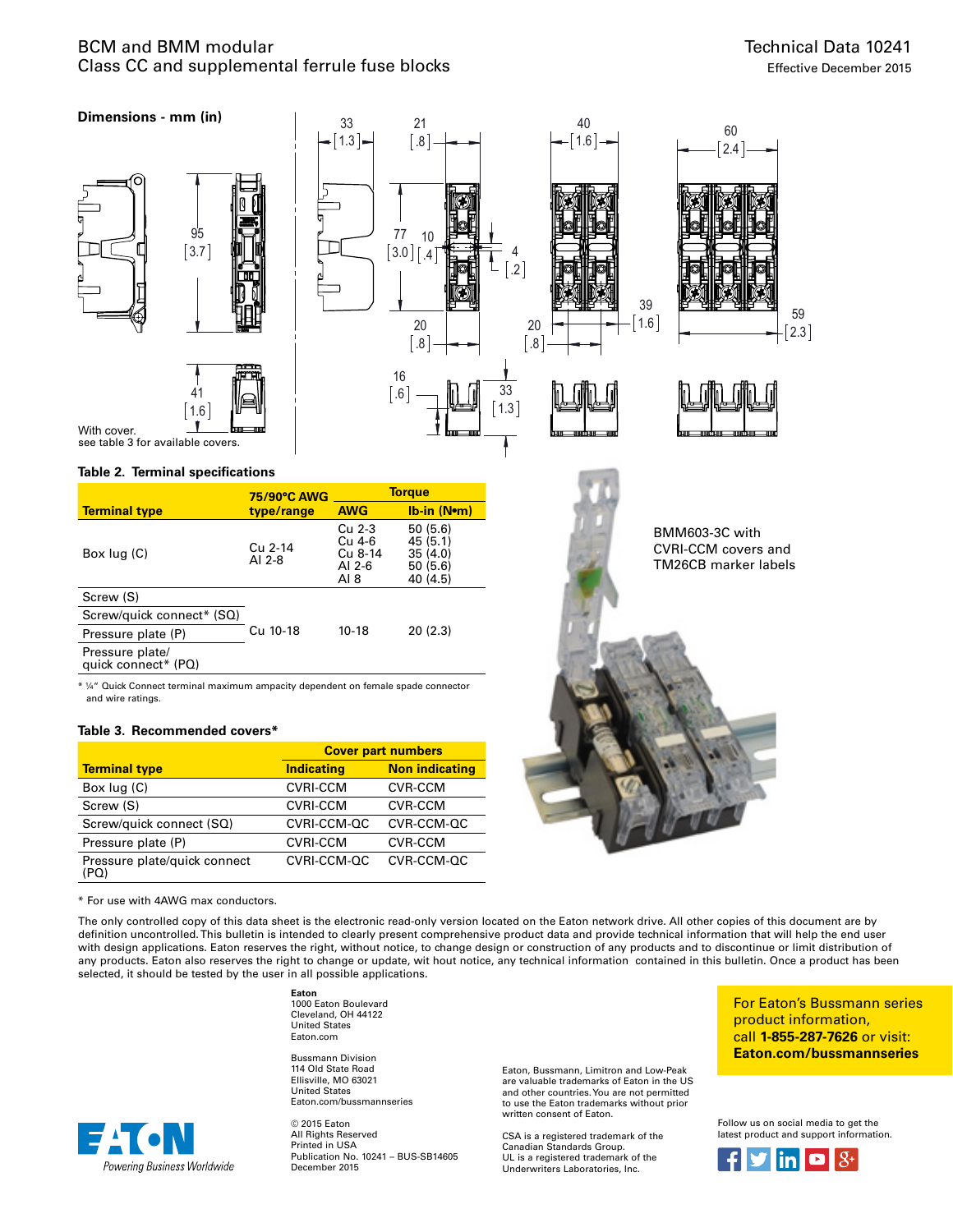## Dimensions - mm (in)

95
[3.7]

41
[1.6]

With cover.
see table 3 for available covers.

33
[1.3]

21
[.8]

77
[3.0]

10
[.4]

4
[.2]

20
[.8]

16
[.6]

33
[1.3]

40
[1.6]

39
[1.6]

20
[.8]

60
[2.4]

59
[2.3]

### Table 2. Terminal specifications

| Terminal type | 75/90°C AWG type/range | Torque | |
|---|---|---|---|
| | | AWG | lb-in (N•m) |
| Box lug (C) | Cu 2-14<br>Al 2-8 | Cu 2-3<br>Cu 4-6<br>Cu 8-14<br>Al 2-6<br>Al 8 | 50 (5.6)<br>45 (5.1)<br>35 (4.0)<br>50 (5.6)<br>40 (4.5) |
| Screw (S) | Cu 10-18 | 10-18 | 20 (2.3) |
| Screw/quick connect* (SQ) | | | |
| Pressure plate (P) | | | |
| Pressure plate/ quick connect* (PQ) | | | |

* ¼" Quick Connect terminal maximum ampacity dependent on female spade connector and wire ratings.

### Table 3. Recommended covers*

| Terminal type | Cover part numbers | |
|---|---|---|
| | Indicating | Non indicating |
| Box lug (C) | CVRI-CCM | CVR-CCM |
| Screw (S) | CVRI-CCM | CVR-CCM |
| Screw/quick connect (SQ) | CVRI-CCM-QC | CVR-CCM-QC |
| Pressure plate (P) | CVRI-CCM | CVR-CCM |
| Pressure plate/quick connect (PQ) | CVRI-CCM-QC | CVR-CCM-QC |

* For use with 4AWG max conductors.

BMM603-3C with CVRI-CCM covers and TM26CB marker labels

The only controlled copy of this data sheet is the electronic read-only version located on the Eaton network drive. All other copies of this document are by definition uncontrolled. This bulletin is intended to clearly present comprehensive product data and provide technical information that will help the end user with design applications. Eaton reserves the right, without notice, to change design or construction of any products and to discontinue or limit distribution of any products. Eaton also reserves the right to change or update, wit hout notice, any technical information contained in this bulletin. Once a product has been selected, it should be tested by the user in all possible applications.

**Eaton**
1000 Eaton Boulevard
Cleveland, OH 44122
United States
Eaton.com

Bussmann Division
114 Old State Road
Ellisville, MO 63021
United States
Eaton.com/bussmannseries

© 2015 Eaton
All Rights Reserved
Printed in USA
Publication No. 10241 – BUS-SB14605
December 2015

Eaton, Bussmann, Limitron and Low-Peak are valuable trademarks of Eaton in the US and other countries. You are not permitted to use the Eaton trademarks without prior written consent of Eaton.

CSA is a registered trademark of the Canadian Standards Group.
UL is a registered trademark of the Underwriters Laboratories, Inc.

For Eaton's Bussmann series product information, call **1-855-287-7626** or visit: **Eaton.com/bussmannseries**

Follow us on social media to get the latest product and support information.

Powering Business Worldwide